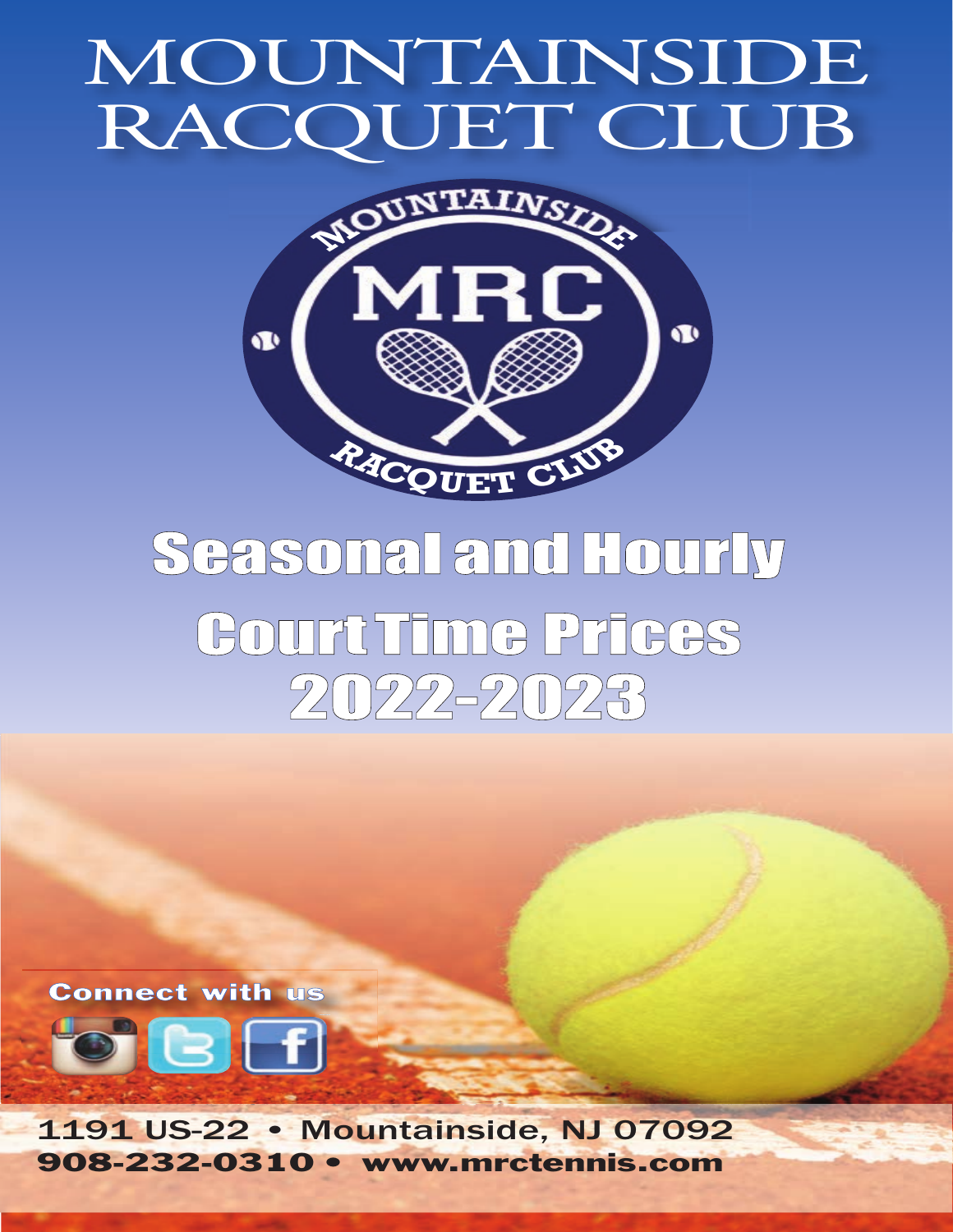# MOUNTAINSIDE RACQUET CLUB

MOUNTAINSIDE MRC RACQUET CLUB

## Seasonal and Hourly Court Time Prices 2022-2023

Connect with us

1191 US-22 • Mountainside, NJ 07092

908-232-0310 • www.mrctennis.com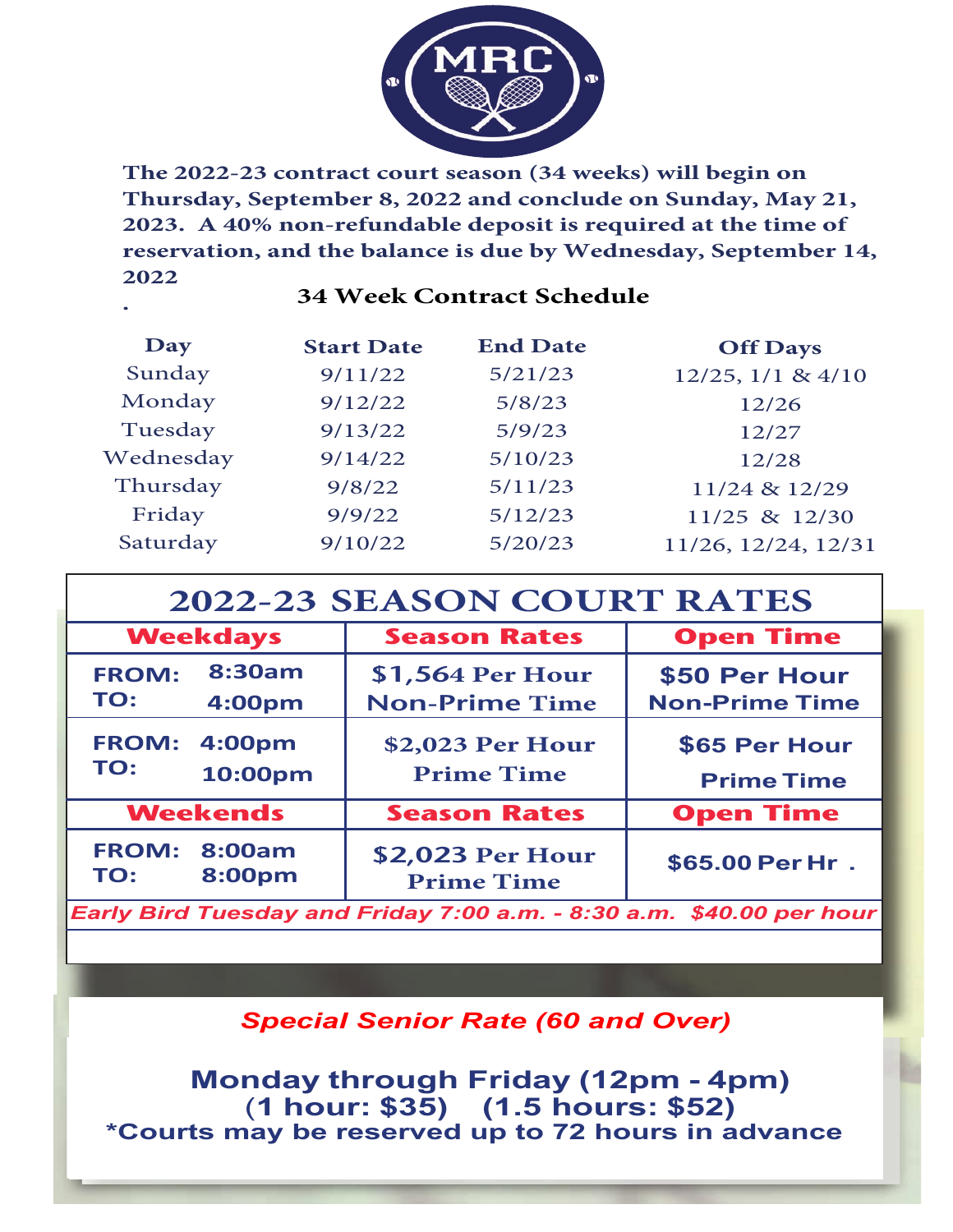MRC

**The 2022-23 contract court season (34 weeks) will begin on Thursday, September 8, 2022 and conclude on Sunday, May 21, 2023. A 40% non-refundable deposit is required at the time of reservation, and the balance is due by Wednesday, September 14, 2022**

## 34 Week Contract Schedule

| Day | Start Date | End Date | Off Days |
|---|---|---|---|
| Sunday | 9/11/22 | 5/21/23 | 12/25, 1/1 & 4/10 |
| Monday | 9/12/22 | 5/8/23 | 12/26 |
| Tuesday | 9/13/22 | 5/9/23 | 12/27 |
| Wednesday | 9/14/22 | 5/10/23 | 12/28 |
| Thursday | 9/8/22 | 5/11/23 | 11/24 & 12/29 |
| Friday | 9/9/22 | 5/12/23 | 11/25 & 12/30 |
| Saturday | 9/10/22 | 5/20/23 | 11/26, 12/24, 12/31 |

## 2022-23 SEASON COURT RATES

| Weekdays | Season Rates | Open Time |
|---|---|---|
| FROM: 8:30am TO: 4:00pm | $1,564 Per Hour Non-Prime Time | $50 Per Hour Non-Prime Time |
| FROM: 4:00pm TO: 10:00pm | $2,023 Per Hour Prime Time | $65 Per Hour Prime Time |
| **Weekends** | **Season Rates** | **Open Time** |
| FROM: 8:00am TO: 8:00pm | $2,023 Per Hour Prime Time | $65.00 Per Hr . |

*Early Bird Tuesday and Friday 7:00 a.m. - 8:30 a.m. $40.00 per hour*

***Special Senior Rate (60 and Over)***

**Monday through Friday (12pm - 4pm)**
**(1 hour: $35) (1.5 hours: $52)**
**\*Courts may be reserved up to 72 hours in advance**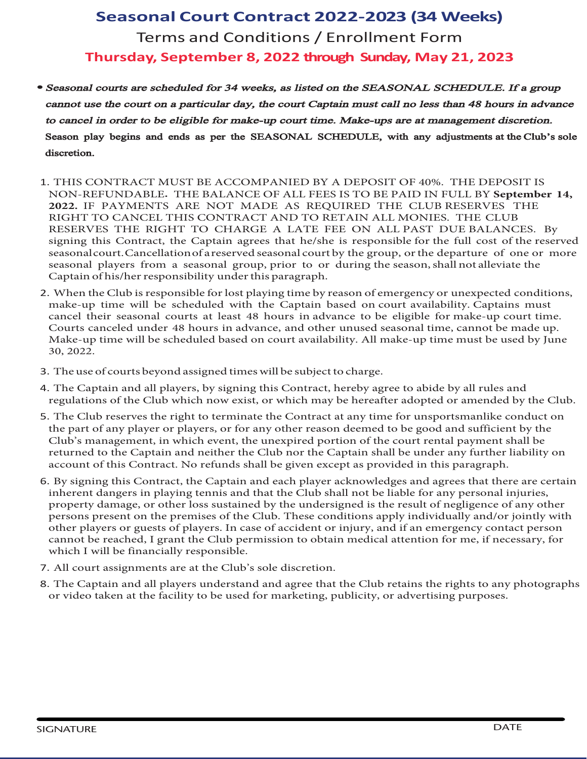# Seasonal Court Contract 2022-2023 (34 Weeks)

## Terms and Conditions / Enrollment Form

### Thursday, September 8, 2022 through Sunday, May 21, 2023

- ***Seasonal courts are scheduled for 34 weeks, as listed on the SEASONAL SCHEDULE. If a group cannot use the court on a particular day, the court Captain must call no less than 48 hours in advance to cancel in order to be eligible for make-up court time. Make-ups are at management discretion.*** **Season play begins and ends as per the SEASONAL SCHEDULE, with any adjustments at the Club's sole discretion.**

1. THIS CONTRACT MUST BE ACCOMPANIED BY A DEPOSIT OF 40%. THE DEPOSIT IS NON-REFUNDABLE. THE BALANCE OF ALL FEES IS TO BE PAID IN FULL BY **September 14, 2022.** IF PAYMENTS ARE NOT MADE AS REQUIRED THE CLUB RESERVES THE RIGHT TO CANCEL THIS CONTRACT AND TO RETAIN ALL MONIES. THE CLUB RESERVES THE RIGHT TO CHARGE A LATE FEE ON ALL PAST DUE BALANCES. By signing this Contract, the Captain agrees that he/she is responsible for the full cost of the reserved seasonal court. Cancellation of a reserved seasonal court by the group, or the departure of one or more seasonal players from a seasonal group, prior to or during the season, shall not alleviate the Captain of his/her responsibility under this paragraph.
2. When the Club is responsible for lost playing time by reason of emergency or unexpected conditions, make-up time will be scheduled with the Captain based on court availability. Captains must cancel their seasonal courts at least 48 hours in advance to be eligible for make-up court time. Courts canceled under 48 hours in advance, and other unused seasonal time, cannot be made up. Make-up time will be scheduled based on court availability. All make-up time must be used by June 30, 2022.
3. The use of courts beyond assigned times will be subject to charge.
4. The Captain and all players, by signing this Contract, hereby agree to abide by all rules and regulations of the Club which now exist, or which may be hereafter adopted or amended by the Club.
5. The Club reserves the right to terminate the Contract at any time for unsportsmanlike conduct on the part of any player or players, or for any other reason deemed to be good and sufficient by the Club's management, in which event, the unexpired portion of the court rental payment shall be returned to the Captain and neither the Club nor the Captain shall be under any further liability on account of this Contract. No refunds shall be given except as provided in this paragraph.
6. By signing this Contract, the Captain and each player acknowledges and agrees that there are certain inherent dangers in playing tennis and that the Club shall not be liable for any personal injuries, property damage, or other loss sustained by the undersigned is the result of negligence of any other persons present on the premises of the Club. These conditions apply individually and/or jointly with other players or guests of players. In case of accident or injury, and if an emergency contact person cannot be reached, I grant the Club permission to obtain medical attention for me, if necessary, for which I will be financially responsible.
7. All court assignments are at the Club's sole discretion.
8. The Captain and all players understand and agree that the Club retains the rights to any photographs or video taken at the facility to be used for marketing, publicity, or advertising purposes.

SIGNATURE DATE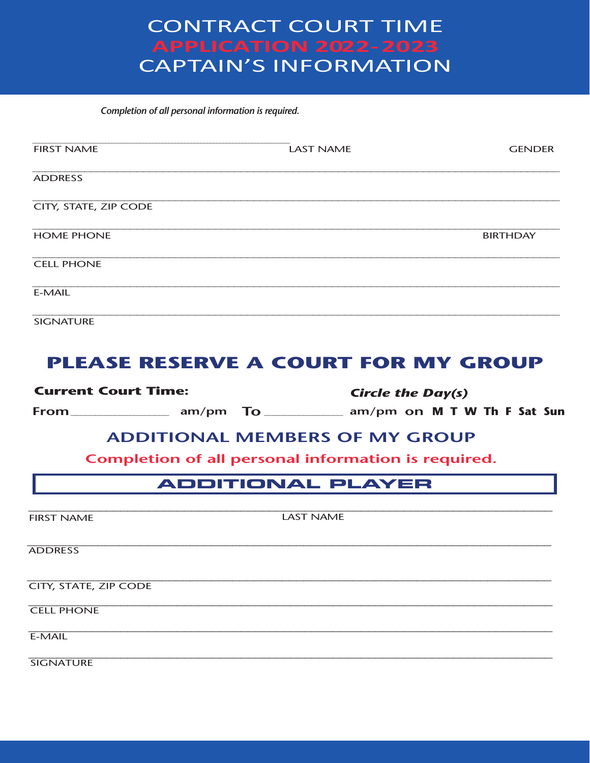# CONTRACT COURT TIME
# APPLICATION 2022-2023
# CAPTAIN'S INFORMATION

*Completion of all personal information is required.*

FIRST NAME ______________________ LAST NAME ______________________ GENDER ________

ADDRESS ____________________________________________

CITY, STATE, ZIP CODE ____________________________________________

HOME PHONE ______________________ BIRTHDAY ________

CELL PHONE ____________________________________________

E-MAIL ____________________________________________

SIGNATURE ____________________________________________

## PLEASE RESERVE A COURT FOR MY GROUP

**Current Court Time:** ***Circle the Day(s)***

**From** ______________ am/pm **To** ____________ am/pm on **M T W Th F Sat Sun**

## ADDITIONAL MEMBERS OF MY GROUP

**Completion of all personal information is required.**

### ADDITIONAL PLAYER

FIRST NAME ______________________ LAST NAME ______________________

ADDRESS ____________________________________________

CITY, STATE, ZIP CODE ____________________________________________

CELL PHONE ____________________________________________

E-MAIL ____________________________________________

SIGNATURE ____________________________________________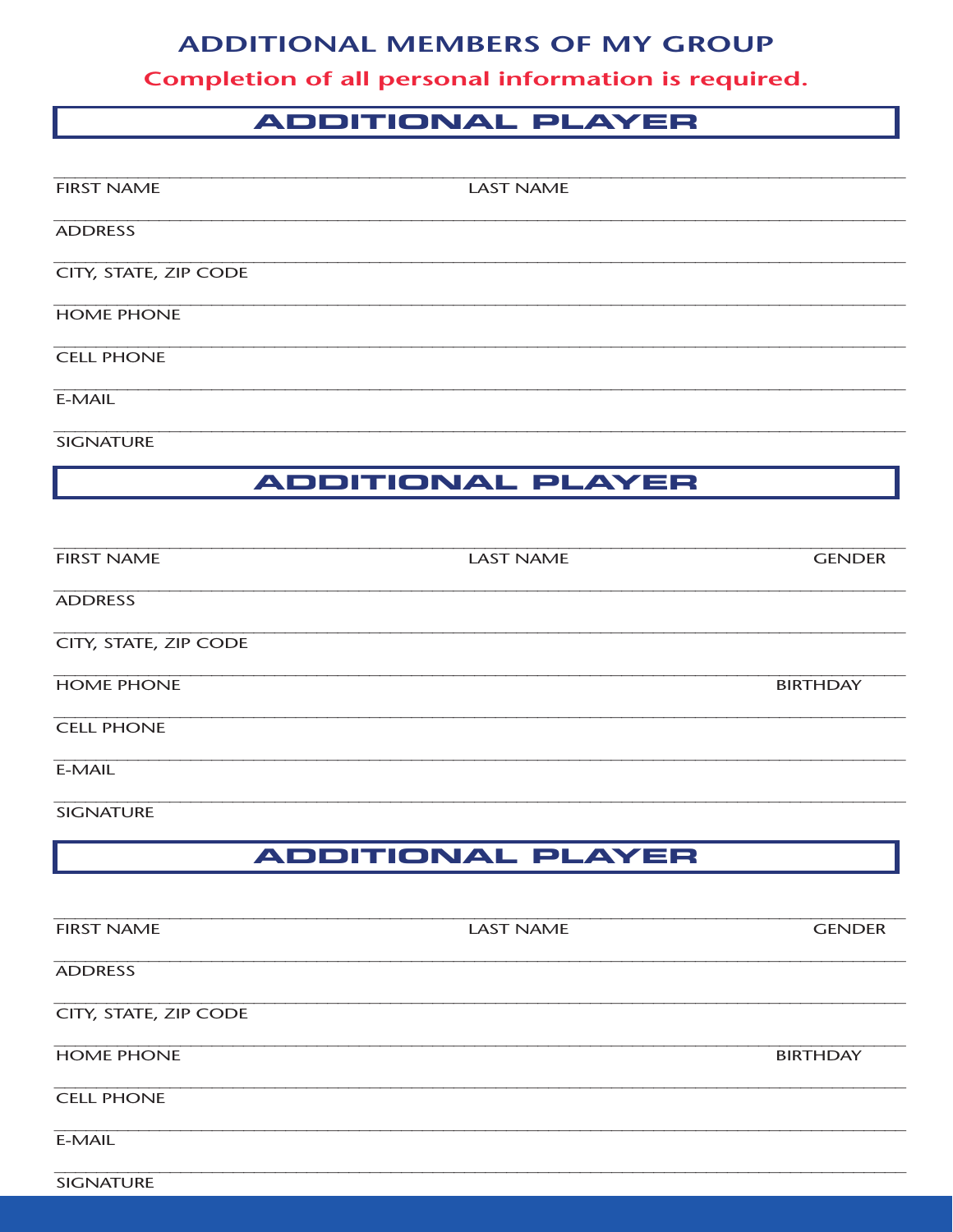# ADDITIONAL MEMBERS OF MY GROUP

**Completion of all personal information is required.**

## ADDITIONAL PLAYER

FIRST NAME LAST NAME

ADDRESS

CITY, STATE, ZIP CODE

HOME PHONE

CELL PHONE

E-MAIL

SIGNATURE

## ADDITIONAL PLAYER

FIRST NAME LAST NAME GENDER

ADDRESS

CITY, STATE, ZIP CODE

HOME PHONE BIRTHDAY

CELL PHONE

E-MAIL

SIGNATURE

## ADDITIONAL PLAYER

FIRST NAME LAST NAME GENDER

ADDRESS

CITY, STATE, ZIP CODE

HOME PHONE BIRTHDAY

CELL PHONE

E-MAIL

SIGNATURE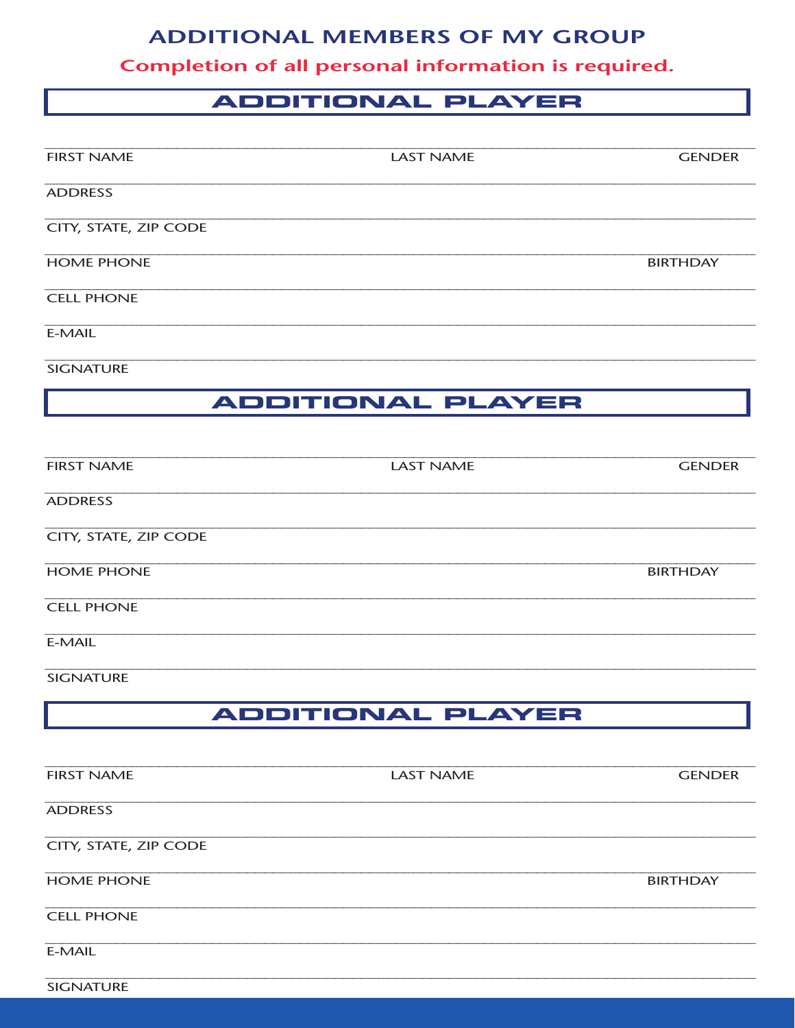# ADDITIONAL MEMBERS OF MY GROUP

**Completion of all personal information is required.**

## ADDITIONAL PLAYER

FIRST NAME LAST NAME GENDER

ADDRESS

CITY, STATE, ZIP CODE

HOME PHONE BIRTHDAY

CELL PHONE

E-MAIL

SIGNATURE

## ADDITIONAL PLAYER

FIRST NAME LAST NAME GENDER

ADDRESS

CITY, STATE, ZIP CODE

HOME PHONE BIRTHDAY

CELL PHONE

E-MAIL

SIGNATURE

## ADDITIONAL PLAYER

FIRST NAME LAST NAME GENDER

ADDRESS

CITY, STATE, ZIP CODE

HOME PHONE BIRTHDAY

CELL PHONE

E-MAIL

SIGNATURE